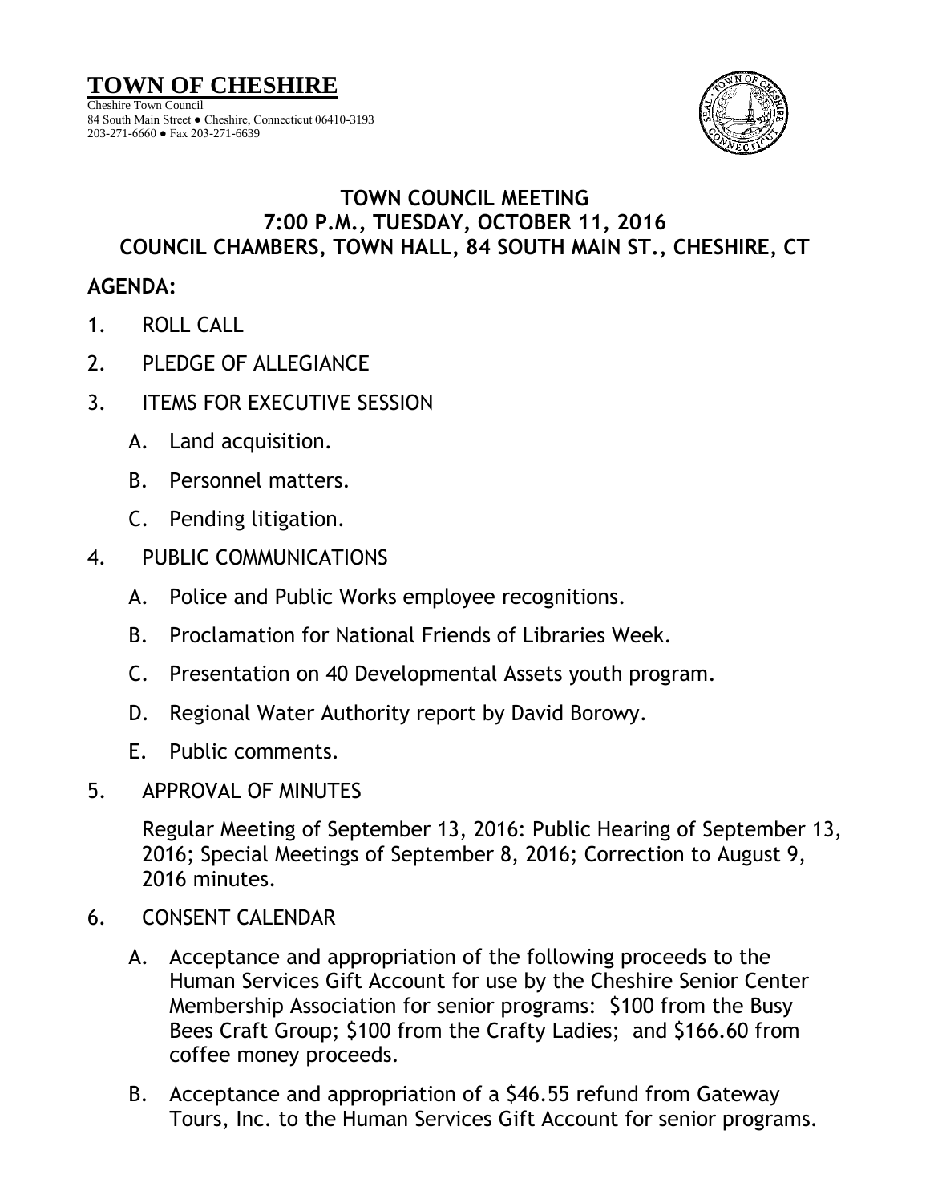# TOWN OF CHESHIRE

Cheshire Town Council
84 South Main Street ● Cheshire, Connecticut 06410-3193
203-271-6660 ● Fax 203-271-6639

## TOWN COUNCIL MEETING
## 7:00 P.M., TUESDAY, OCTOBER 11, 2016
## COUNCIL CHAMBERS, TOWN HALL, 84 SOUTH MAIN ST., CHESHIRE, CT

**AGENDA:**

1. ROLL CALL

2. PLEDGE OF ALLEGIANCE

3. ITEMS FOR EXECUTIVE SESSION

   A. Land acquisition.

   B. Personnel matters.

   C. Pending litigation.

4. PUBLIC COMMUNICATIONS

   A. Police and Public Works employee recognitions.

   B. Proclamation for National Friends of Libraries Week.

   C. Presentation on 40 Developmental Assets youth program.

   D. Regional Water Authority report by David Borowy.

   E. Public comments.

5. APPROVAL OF MINUTES

   Regular Meeting of September 13, 2016: Public Hearing of September 13, 2016; Special Meetings of September 8, 2016; Correction to August 9, 2016 minutes.

6. CONSENT CALENDAR

   A. Acceptance and appropriation of the following proceeds to the Human Services Gift Account for use by the Cheshire Senior Center Membership Association for senior programs: $100 from the Busy Bees Craft Group; $100 from the Crafty Ladies; and $166.60 from coffee money proceeds.

   B. Acceptance and appropriation of a $46.55 refund from Gateway Tours, Inc. to the Human Services Gift Account for senior programs.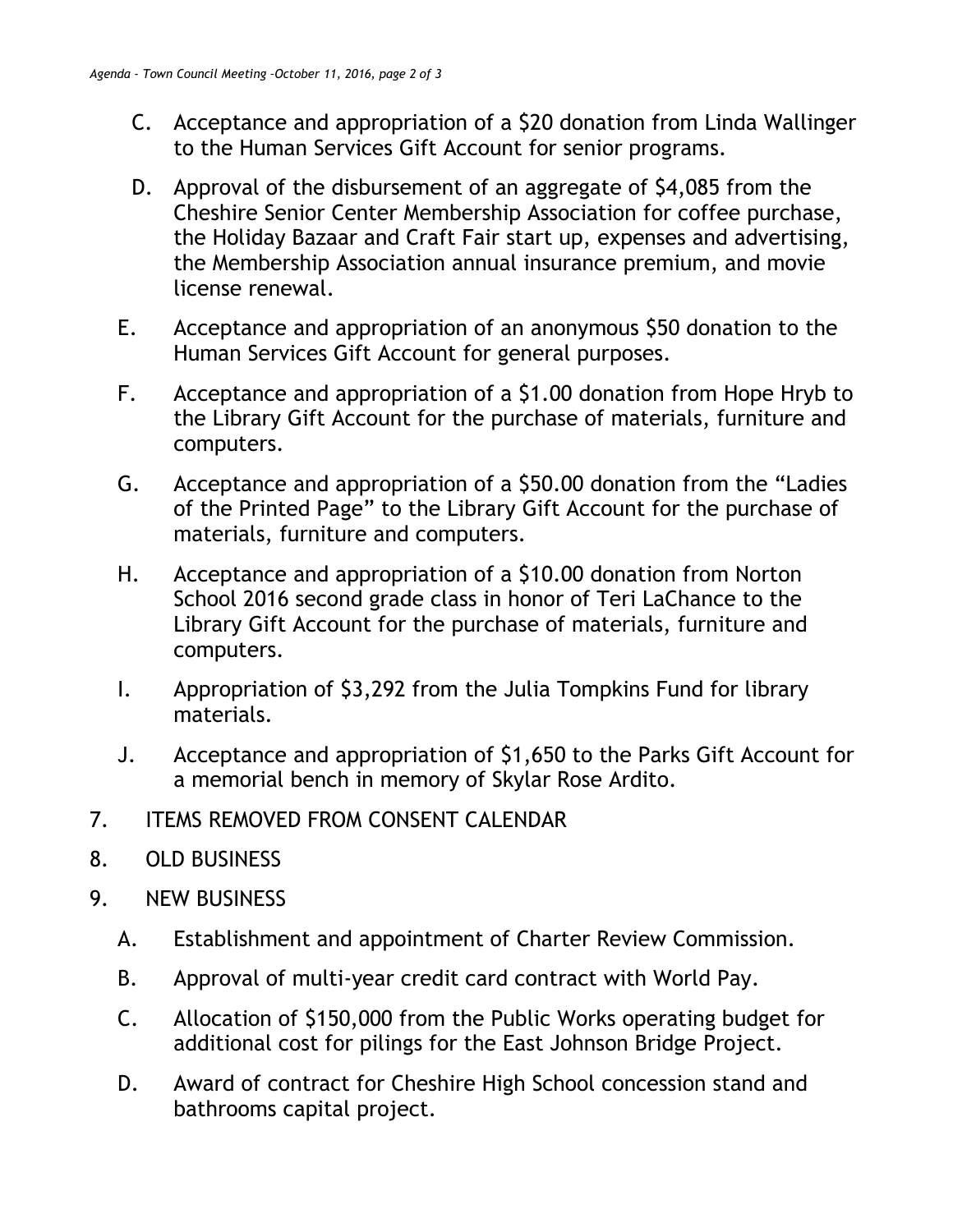C. Acceptance and appropriation of a $20 donation from Linda Wallinger to the Human Services Gift Account for senior programs.

D. Approval of the disbursement of an aggregate of $4,085 from the Cheshire Senior Center Membership Association for coffee purchase, the Holiday Bazaar and Craft Fair start up, expenses and advertising, the Membership Association annual insurance premium, and movie license renewal.

E. Acceptance and appropriation of an anonymous $50 donation to the Human Services Gift Account for general purposes.

F. Acceptance and appropriation of a $1.00 donation from Hope Hryb to the Library Gift Account for the purchase of materials, furniture and computers.

G. Acceptance and appropriation of a $50.00 donation from the "Ladies of the Printed Page" to the Library Gift Account for the purchase of materials, furniture and computers.

H. Acceptance and appropriation of a $10.00 donation from Norton School 2016 second grade class in honor of Teri LaChance to the Library Gift Account for the purchase of materials, furniture and computers.

I. Appropriation of $3,292 from the Julia Tompkins Fund for library materials.

J. Acceptance and appropriation of $1,650 to the Parks Gift Account for a memorial bench in memory of Skylar Rose Ardito.

7. ITEMS REMOVED FROM CONSENT CALENDAR

8. OLD BUSINESS

9. NEW BUSINESS

A. Establishment and appointment of Charter Review Commission.

B. Approval of multi-year credit card contract with World Pay.

C. Allocation of $150,000 from the Public Works operating budget for additional cost for pilings for the East Johnson Bridge Project.

D. Award of contract for Cheshire High School concession stand and bathrooms capital project.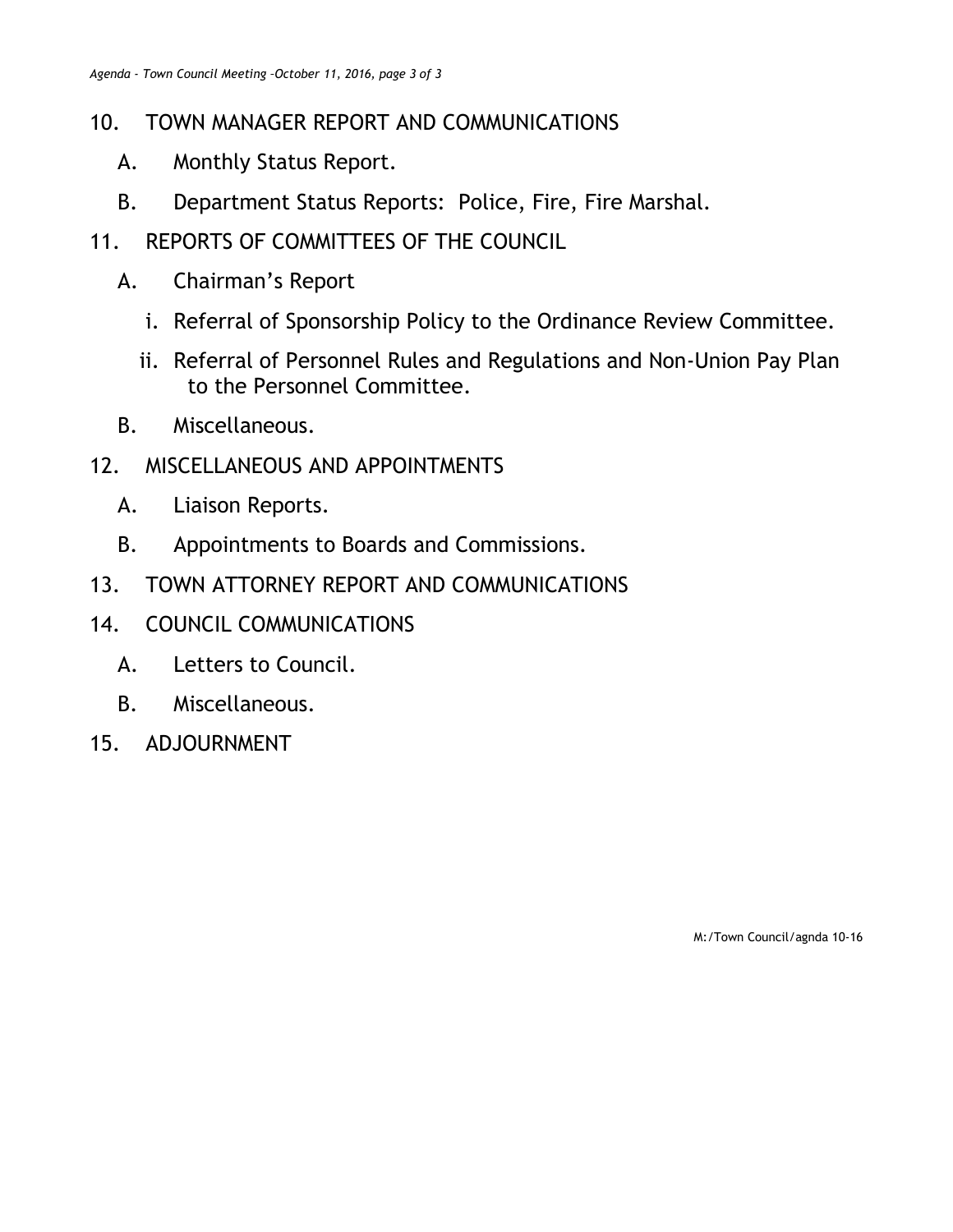10. TOWN MANAGER REPORT AND COMMUNICATIONS
    - A. Monthly Status Report.
    - B. Department Status Reports: Police, Fire, Fire Marshal.
11. REPORTS OF COMMITTEES OF THE COUNCIL
    - A. Chairman's Report
        - i. Referral of Sponsorship Policy to the Ordinance Review Committee.
        - ii. Referral of Personnel Rules and Regulations and Non-Union Pay Plan to the Personnel Committee.
    - B. Miscellaneous.
12. MISCELLANEOUS AND APPOINTMENTS
    - A. Liaison Reports.
    - B. Appointments to Boards and Commissions.
13. TOWN ATTORNEY REPORT AND COMMUNICATIONS
14. COUNCIL COMMUNICATIONS
    - A. Letters to Council.
    - B. Miscellaneous.
15. ADJOURNMENT

M:/Town Council/agnda 10-16